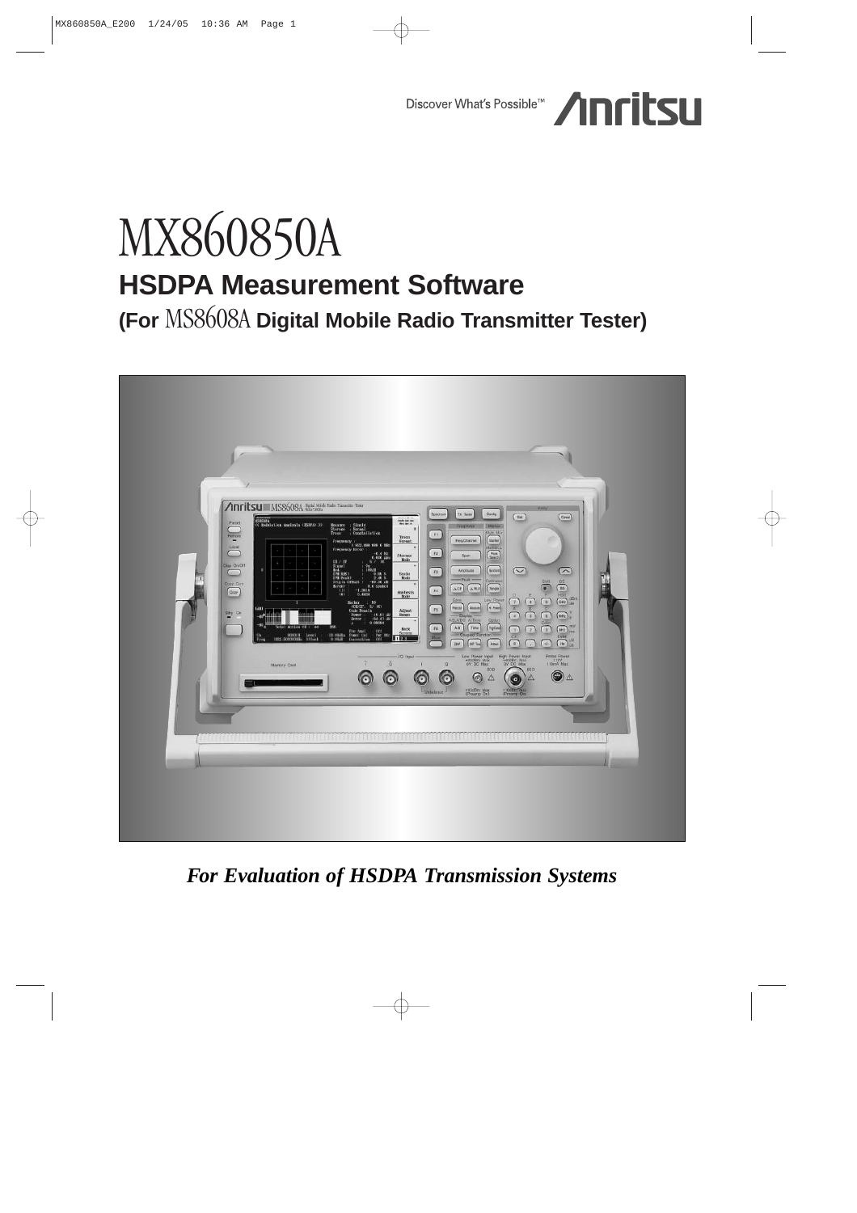Discover What's Possible™ Anritsu

# MX860850A

## HSDPA Measurement Software

### (For MS8608A Digital Mobile Radio Transmitter Tester)

*For Evaluation of HSDPA Transmission Systems*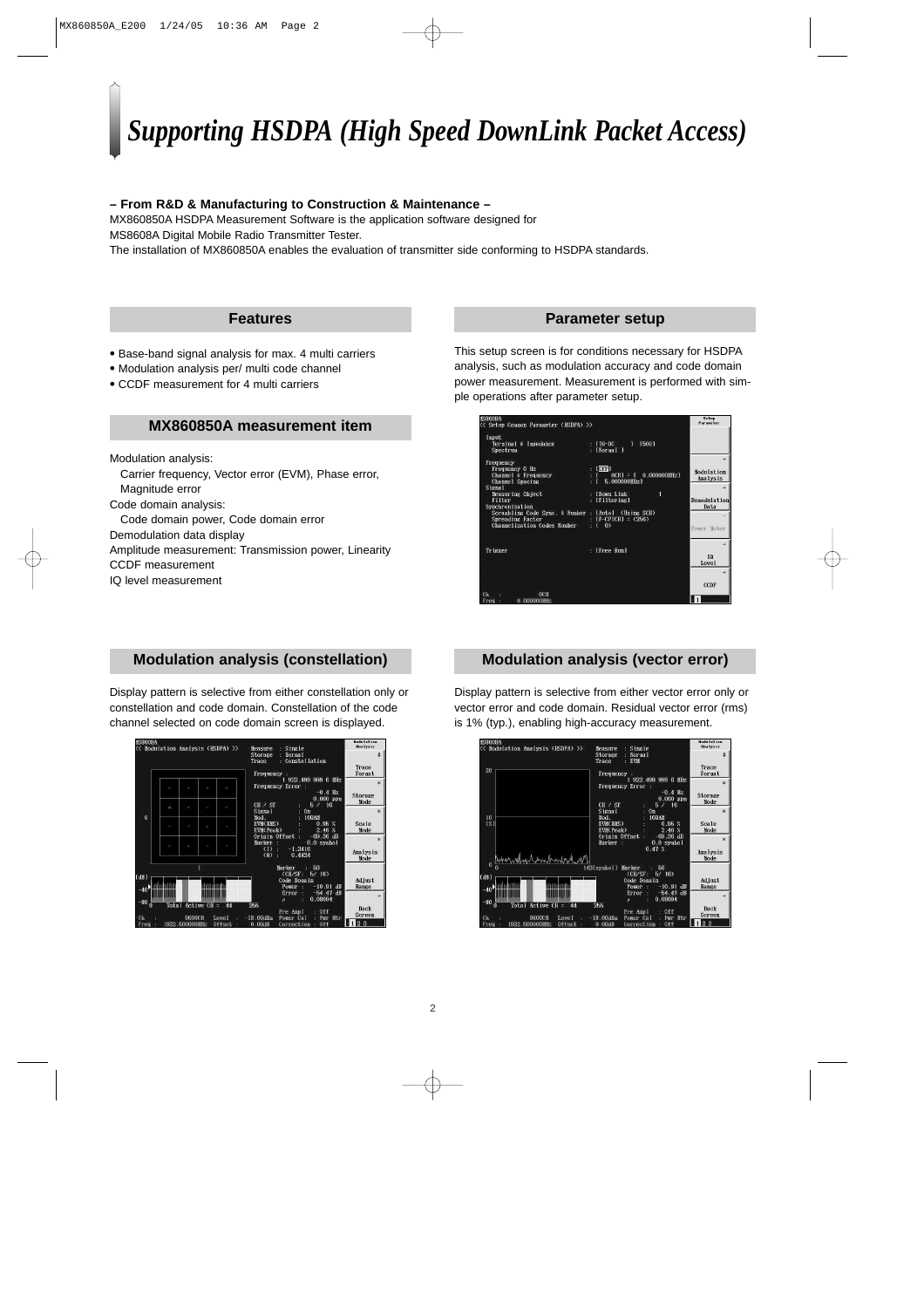# Supporting HSDPA (High Speed DownLink Packet Access)

**– From R&D & Manufacturing to Construction & Maintenance –**

MX860850A HSDPA Measurement Software is the application software designed for MS8608A Digital Mobile Radio Transmitter Tester.

The installation of MX860850A enables the evaluation of transmitter side conforming to HSDPA standards.

## Features

- Base-band signal analysis for max. 4 multi carriers
- Modulation analysis per/ multi code channel
- CCDF measurement for 4 multi carriers

## MX860850A measurement item

Modulation analysis:

Carrier frequency, Vector error (EVM), Phase error, Magnitude error

Code domain analysis:

Code domain power, Code domain error

Demodulation data display

Amplitude measurement: Transmission power, Linearity

CCDF measurement

IQ level measurement

## Parameter setup

This setup screen is for conditions necessary for HSDPA analysis, such as modulation accuracy and code domain power measurement. Measurement is performed with simple operations after parameter setup.

## Modulation analysis (constellation)

Display pattern is selective from either constellation only or constellation and code domain. Constellation of the code channel selected on code domain screen is displayed.

## Modulation analysis (vector error)

Display pattern is selective from either vector error only or vector error and code domain. Residual vector error (rms) is 1% (typ.), enabling high-accuracy measurement.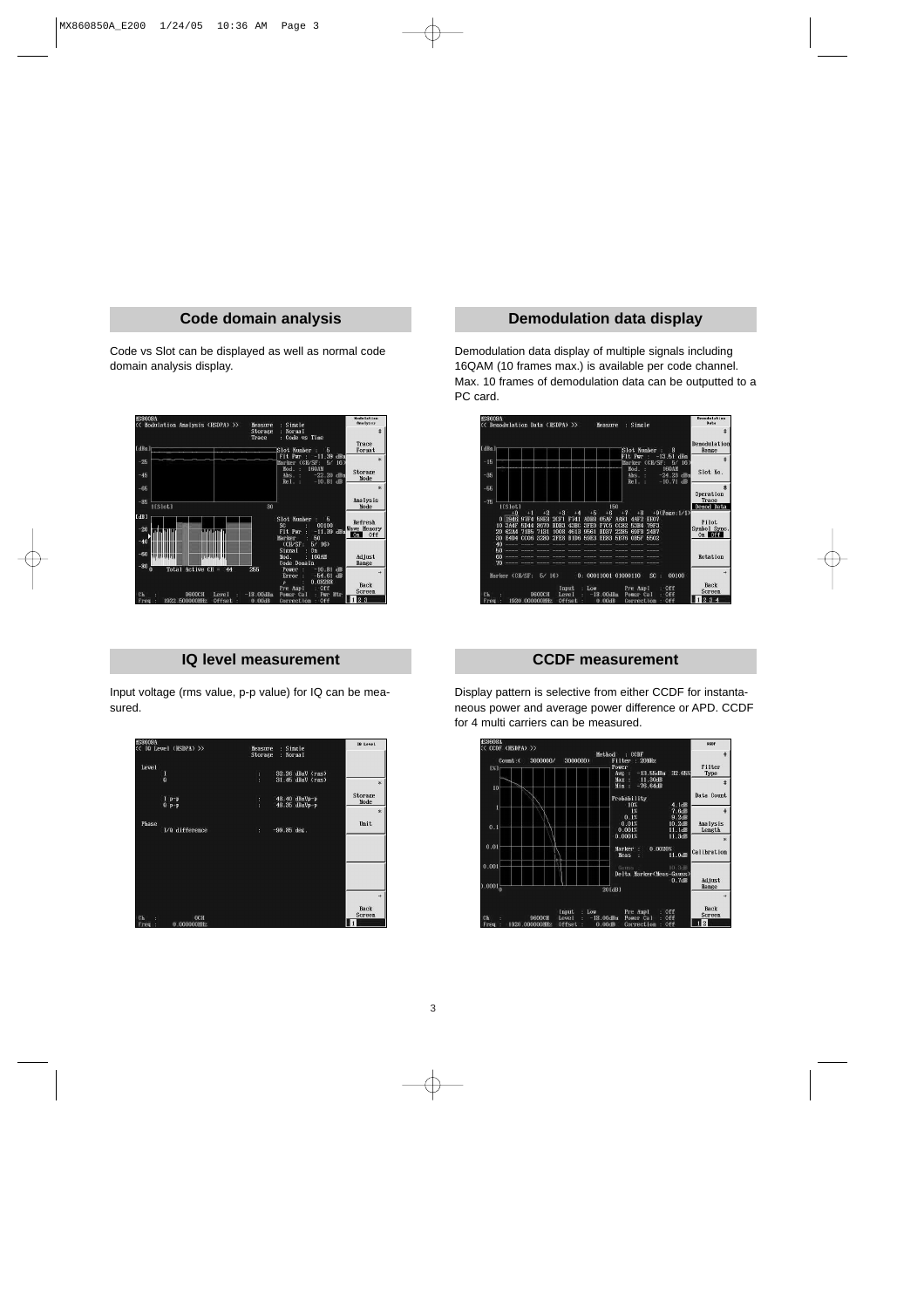## Code domain analysis

Code vs Slot can be displayed as well as normal code domain analysis display.

## Demodulation data display

Demodulation data display of multiple signals including 16QAM (10 frames max.) is available per code channel. Max. 10 frames of demodulation data can be outputted to a PC card.

## IQ level measurement

Input voltage (rms value, p-p value) for IQ can be measured.

## CCDF measurement

Display pattern is selective from either CCDF for instantaneous power and average power difference or APD. CCDF for 4 multi carriers can be measured.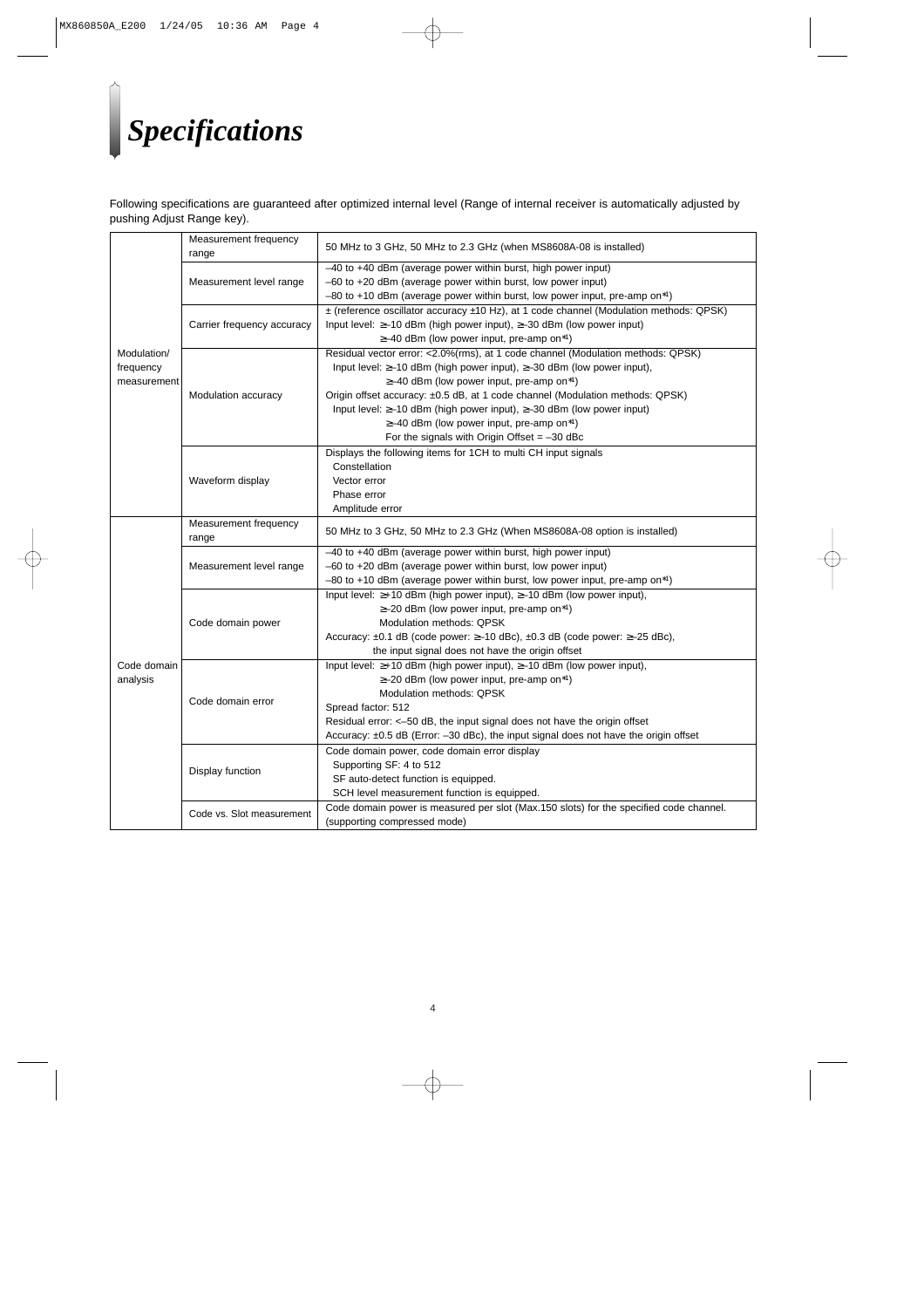# Specifications

Following specifications are guaranteed after optimized internal level (Range of internal receiver is automatically adjusted by pushing Adjust Range key).

| | | |
|---|---|---|
| Modulation/ frequency measurement | Measurement frequency range | 50 MHz to 3 GHz, 50 MHz to 2.3 GHz (when MS8608A-08 is installed) |
| | Measurement level range | –40 to +40 dBm (average power within burst, high power input)<br>–60 to +20 dBm (average power within burst, low power input)<br>–80 to +10 dBm (average power within burst, low power input, pre-amp on*1) |
| | Carrier frequency accuracy | ± (reference oscillator accuracy ±10 Hz), at 1 code channel (Modulation methods: QPSK)<br>Input level: ≥–10 dBm (high power input), ≥–30 dBm (low power input)<br>≥–40 dBm (low power input, pre-amp on*1) |
| | Modulation accuracy | Residual vector error: <2.0%(rms), at 1 code channel (Modulation methods: QPSK)<br>Input level: ≥–10 dBm (high power input), ≥–30 dBm (low power input),<br>≥–40 dBm (low power input, pre-amp on*1)<br>Origin offset accuracy: ±0.5 dB, at 1 code channel (Modulation methods: QPSK)<br>Input level: ≥–10 dBm (high power input), ≥–30 dBm (low power input)<br>≥–40 dBm (low power input, pre-amp on*1)<br>For the signals with Origin Offset = –30 dBc |
| | Waveform display | Displays the following items for 1CH to multi CH input signals<br>Constellation<br>Vector error<br>Phase error<br>Amplitude error |
| Code domain analysis | Measurement frequency range | 50 MHz to 3 GHz, 50 MHz to 2.3 GHz (When MS8608A-08 option is installed) |
| | Measurement level range | –40 to +40 dBm (average power within burst, high power input)<br>–60 to +20 dBm (average power within burst, low power input)<br>–80 to +10 dBm (average power within burst, low power input, pre-amp on*1) |
| | Code domain power | Input level: ≥+10 dBm (high power input), ≥–10 dBm (low power input),<br>≥–20 dBm (low power input, pre-amp on*1)<br>Modulation methods: QPSK<br>Accuracy: ±0.1 dB (code power: ≥–10 dBc), ±0.3 dB (code power: ≥–25 dBc),<br>the input signal does not have the origin offset |
| | Code domain error | Input level: ≥+10 dBm (high power input), ≥–10 dBm (low power input),<br>≥–20 dBm (low power input, pre-amp on*1)<br>Modulation methods: QPSK<br>Spread factor: 512<br>Residual error: <–50 dB, the input signal does not have the origin offset<br>Accuracy: ±0.5 dB (Error: –30 dBc), the input signal does not have the origin offset |
| | Display function | Code domain power, code domain error display<br>Supporting SF: 4 to 512<br>SF auto-detect function is equipped.<br>SCH level measurement function is equipped. |
| | Code vs. Slot measurement | Code domain power is measured per slot (Max.150 slots) for the specified code channel.<br>(supporting compressed mode) |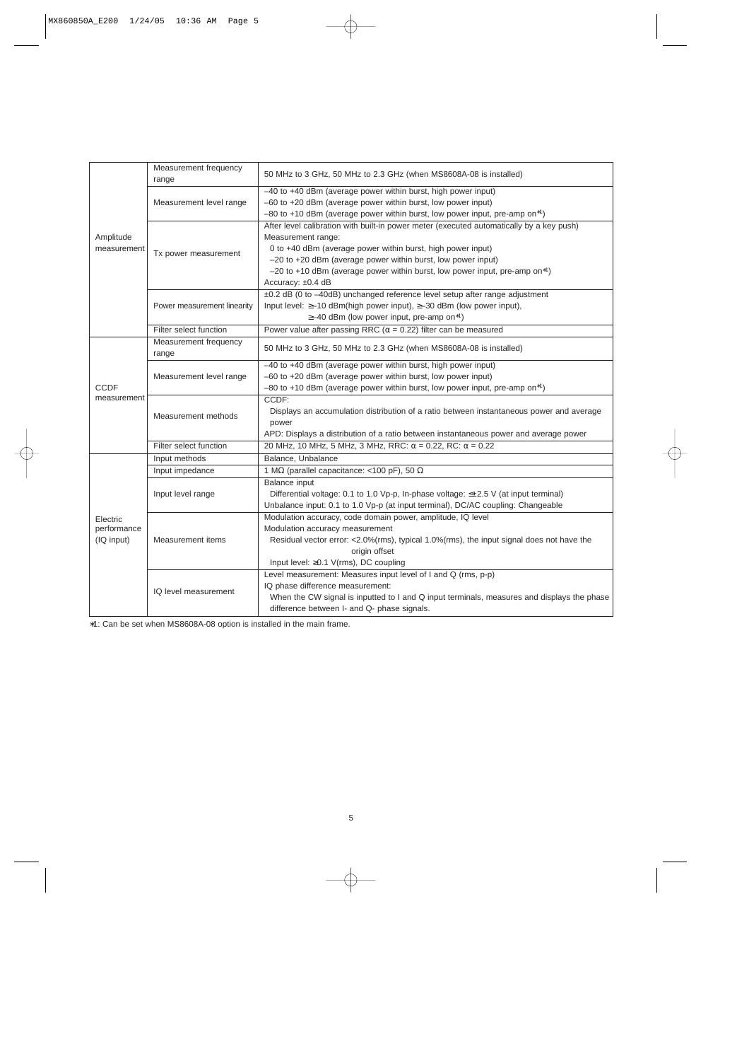| | | |
|---|---|---|
| Amplitude measurement | Measurement frequency range | 50 MHz to 3 GHz, 50 MHz to 2.3 GHz (when MS8608A-08 is installed) |
| | Measurement level range | –40 to +40 dBm (average power within burst, high power input)<br>–60 to +20 dBm (average power within burst, low power input)<br>–80 to +10 dBm (average power within burst, low power input, pre-amp on*1) |
| | Tx power measurement | After level calibration with built-in power meter (executed automatically by a key push)<br>Measurement range:<br>0 to +40 dBm (average power within burst, high power input)<br>–20 to +20 dBm (average power within burst, low power input)<br>–20 to +10 dBm (average power within burst, low power input, pre-amp on*1)<br>Accuracy: ±0.4 dB |
| | Power measurement linearity | ±0.2 dB (0 to –40dB) unchanged reference level setup after range adjustment<br>Input level: ≥–10 dBm(high power input), ≥–30 dBm (low power input),<br>≥–40 dBm (low power input, pre-amp on*1) |
| | Filter select function | Power value after passing RRC (α = 0.22) filter can be measured |
| CCDF measurement | Measurement frequency range | 50 MHz to 3 GHz, 50 MHz to 2.3 GHz (when MS8608A-08 is installed) |
| | Measurement level range | –40 to +40 dBm (average power within burst, high power input)<br>–60 to +20 dBm (average power within burst, low power input)<br>–80 to +10 dBm (average power within burst, low power input, pre-amp on*1) |
| | Measurement methods | CCDF:<br>Displays an accumulation distribution of a ratio between instantaneous power and average power<br>APD: Displays a distribution of a ratio between instantaneous power and average power |
| | Filter select function | 20 MHz, 10 MHz, 5 MHz, 3 MHz, RRC: α = 0.22, RC: α = 0.22 |
| Electric performance (IQ input) | Input methods | Balance, Unbalance |
| | Input impedance | 1 MΩ (parallel capacitance: <100 pF), 50 Ω |
| | Input level range | Balance input<br>Differential voltage: 0.1 to 1.0 Vp-p, In-phase voltage: ≤±2.5 V (at input terminal)<br>Unbalance input: 0.1 to 1.0 Vp-p (at input terminal), DC/AC coupling: Changeable |
| | Measurement items | Modulation accuracy, code domain power, amplitude, IQ level<br>Modulation accuracy measurement<br>Residual vector error: <2.0%(rms), typical 1.0%(rms), the input signal does not have the origin offset<br>Input level: ≥0.1 V(rms), DC coupling |
| | IQ level measurement | Level measurement: Measures input level of I and Q (rms, p-p)<br>IQ phase difference measurement:<br>When the CW signal is inputted to I and Q input terminals, measures and displays the phase difference between I- and Q- phase signals. |

*1: Can be set when MS8608A-08 option is installed in the main frame.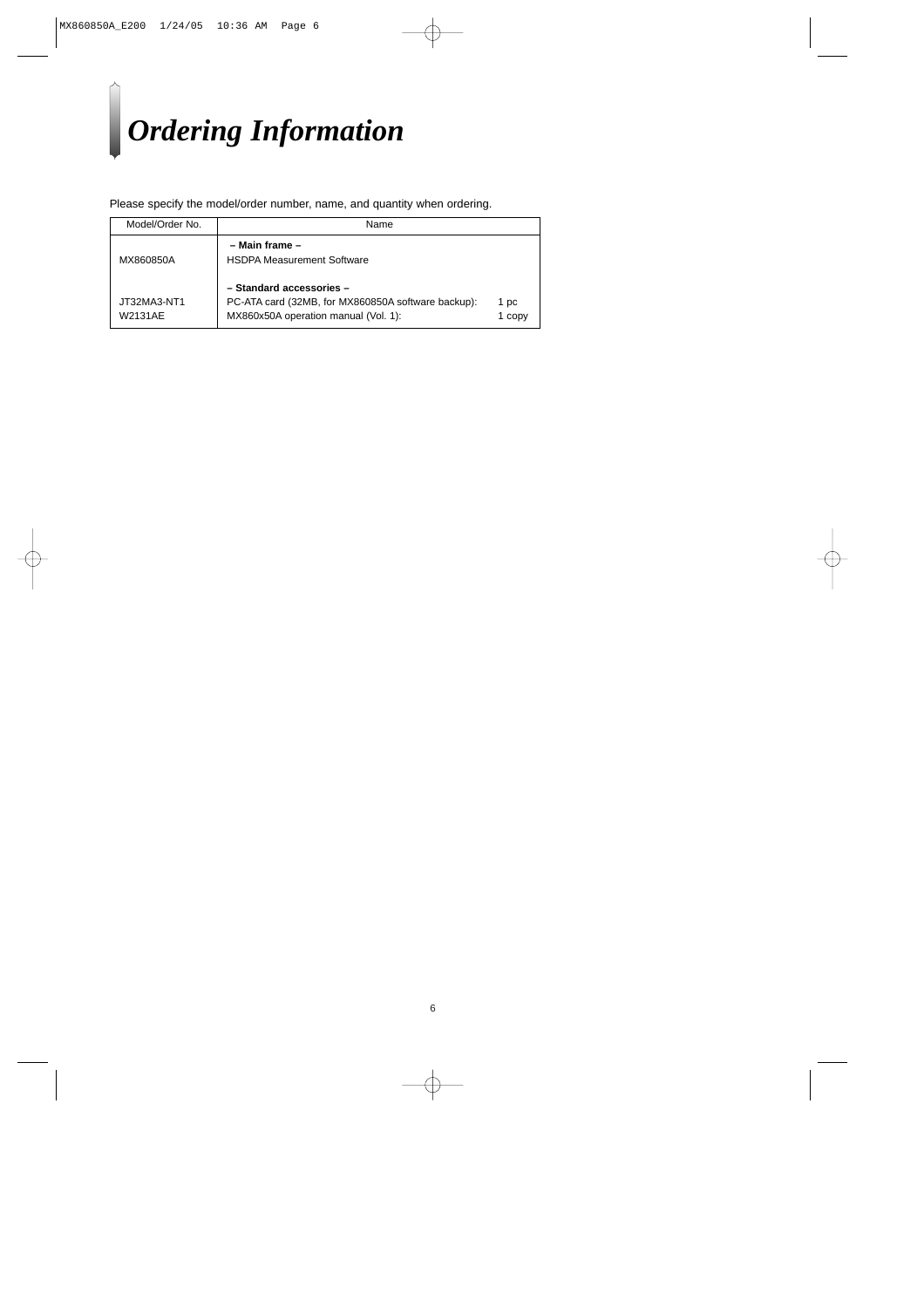# *Ordering Information*

Please specify the model/order number, name, and quantity when ordering.

| Model/Order No. | Name | |
|---|---|---|
| | **– Main frame –** | |
| MX860850A | HSDPA Measurement Software | |
| | **– Standard accessories –** | |
| JT32MA3-NT1 | PC-ATA card (32MB, for MX860850A software backup): | 1 pc |
| W2131AE | MX860x50A operation manual (Vol. 1): | 1 copy |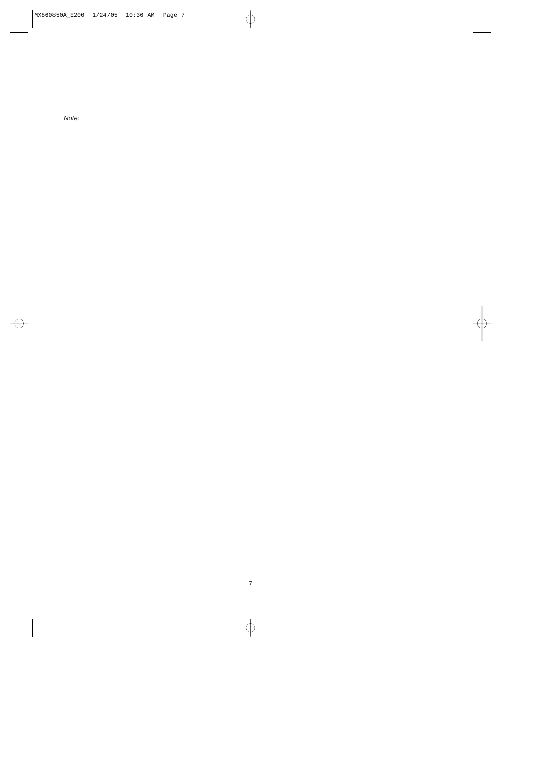*Note:*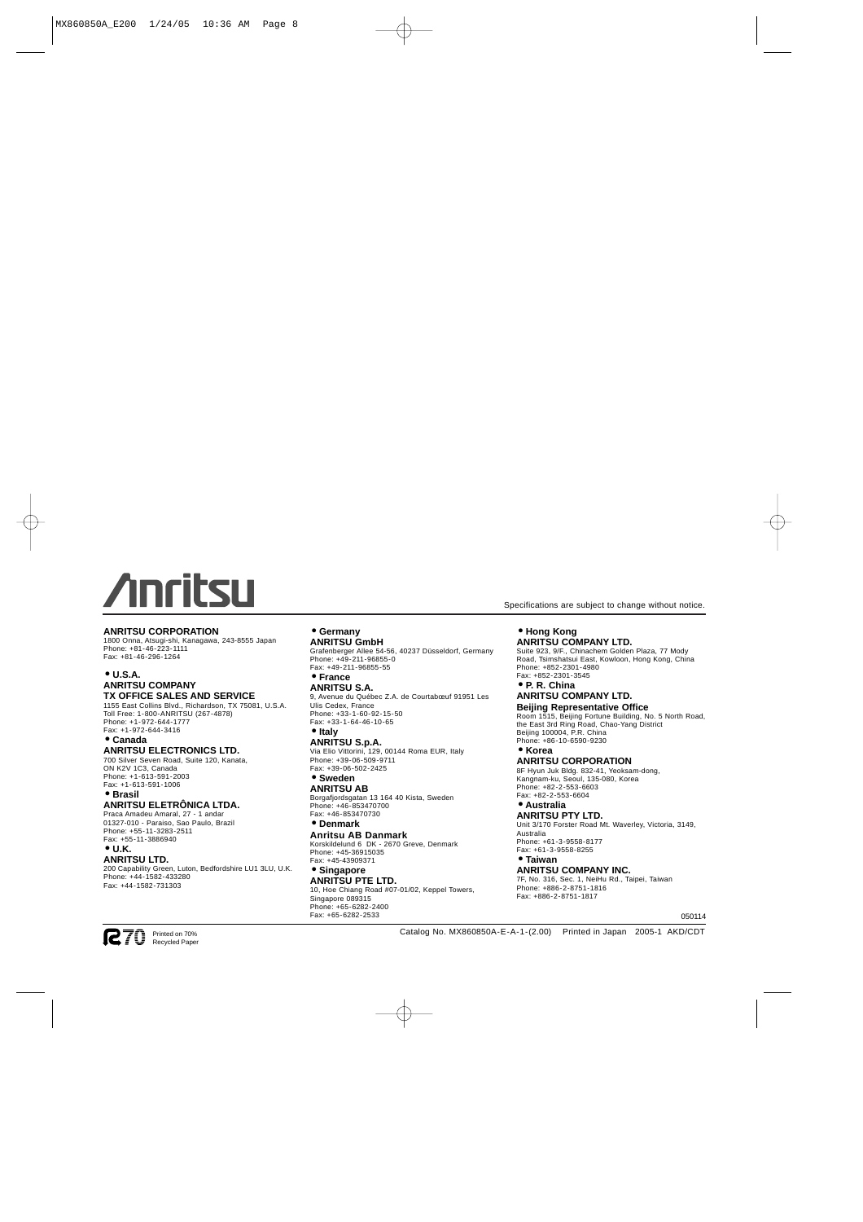**Anritsu**

Specifications are subject to change without notice.

**ANRITSU CORPORATION**
1800 Onna, Atsugi-shi, Kanagawa, 243-8555 Japan
Phone: +81-46-223-1111
Fax: +81-46-296-1264

**• U.S.A.**
**ANRITSU COMPANY**
**TX OFFICE SALES AND SERVICE**
1155 East Collins Blvd., Richardson, TX 75081, U.S.A.
Toll Free: 1-800-ANRITSU (267-4878)
Phone: +1-972-644-1777
Fax: +1-972-644-3416

**• Canada**
**ANRITSU ELECTRONICS LTD.**
700 Silver Seven Road, Suite 120, Kanata,
ON K2V 1C3, Canada
Phone: +1-613-591-2003
Fax: +1-613-591-1006

**• Brasil**
**ANRITSU ELETRÔNICA LTDA.**
Praca Amadeu Amaral, 27 - 1 andar
01327-010 - Paraiso, Sao Paulo, Brazil
Phone: +55-11-3283-2511
Fax: +55-11-3886940

**• U.K.**
**ANRITSU LTD.**
200 Capability Green, Luton, Bedfordshire LU1 3LU, U.K.
Phone: +44-1582-433280
Fax: +44-1582-731303

**• Germany**
**ANRITSU GmbH**
Grafenberger Allee 54-56, 40237 Düsseldorf, Germany
Phone: +49-211-96855-0
Fax: +49-211-96855-55

**• France**
**ANRITSU S.A.**
9, Avenue du Québec Z.A. de Courtabœuf 91951 Les Ulis Cedex, France
Phone: +33-1-60-92-15-50
Fax: +33-1-64-46-10-65

**• Italy**
**ANRITSU S.p.A.**
Via Elio Vittorini, 129, 00144 Roma EUR, Italy
Phone: +39-06-509-9711
Fax: +39-06-502-2425

**• Sweden**
**ANRITSU AB**
Borgafjordsgatan 13 164 40 Kista, Sweden
Phone: +46-853470700
Fax: +46-853470730

**• Denmark**
**Anritsu AB Danmark**
Korskildelund 6 DK - 2670 Greve, Denmark
Phone: +45-36915035
Fax: +45-43909371

**• Singapore**
**ANRITSU PTE LTD.**
10, Hoe Chiang Road #07-01/02, Keppel Towers,
Singapore 089315
Phone: +65-6282-2400
Fax: +65-6282-2533

**• Hong Kong**
**ANRITSU COMPANY LTD.**
Suite 923, 9/F., Chinachem Golden Plaza, 77 Mody Road, Tsimshatsui East, Kowloon, Hong Kong, China
Phone: +852-2301-4980
Fax: +852-2301-3545

**• P. R. China**
**ANRITSU COMPANY LTD.**
**Beijing Representative Office**
Room 1515, Beijing Fortune Building, No. 5 North Road, the East 3rd Ring Road, Chao-Yang District
Beijing 100004, P.R. China
Phone: +86-10-6590-9230

**• Korea**
**ANRITSU CORPORATION**
8F Hyun Juk Bldg. 832-41, Yeoksam-dong,
Kangnam-ku, Seoul, 135-080, Korea
Phone: +82-2-553-6603
Fax: +82-2-553-6604

**• Australia**
**ANRITSU PTY LTD.**
Unit 3/170 Forster Road Mt. Waverley, Victoria, 3149, Australia
Phone: +61-3-9558-8177
Fax: +61-3-9558-8255

**• Taiwan**
**ANRITSU COMPANY INC.**
7F, No. 316, Sec. 1, NeiHu Rd., Taipei, Taiwan
Phone: +886-2-8751-1816
Fax: +886-2-8751-1817

050114

Printed on 70% Recycled Paper

Catalog No. MX860850A-E-A-1-(2.00) Printed in Japan 2005-1 AKD/CDT